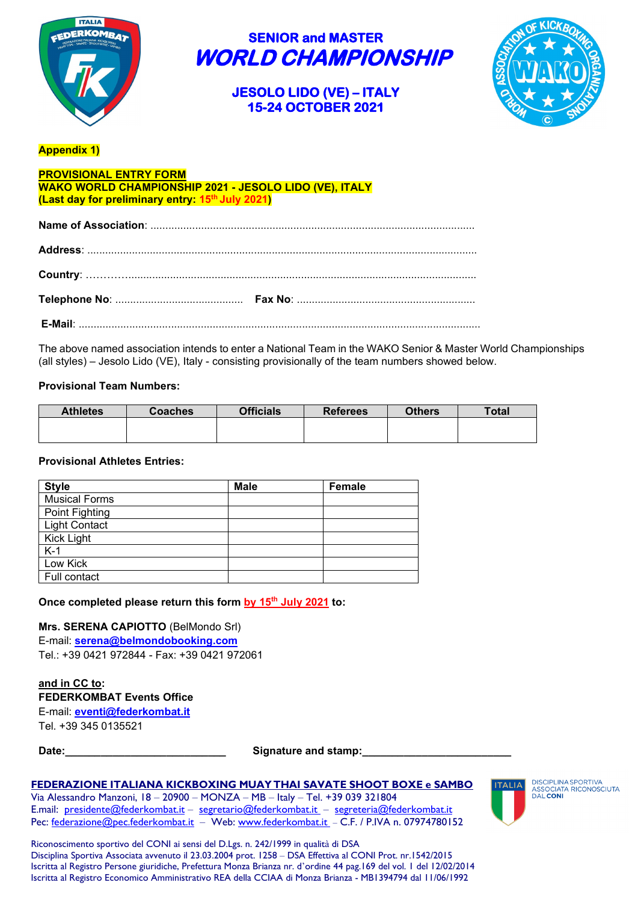# SENIOR and MASTER
# WORLD CHAMPIONSHIP

## JESOLO LIDO (VE) – ITALY
## 15-24 OCTOBER 2021

**Appendix 1)**

**PROVISIONAL ENTRY FORM**
**WAKO WORLD CHAMPIONSHIP 2021 - JESOLO LIDO (VE), ITALY**
**(Last day for preliminary entry: 15th July 2021)**

**Name of Association**: ...........................................................................................................

**Address**: ...........................................................................................................................

**Country**: ...........................................................................................................................

**Telephone No**: .......................................... **Fax No**: ..........................................................

**E-Mail**: ...............................................................................................................................

The above named association intends to enter a National Team in the WAKO Senior & Master World Championships (all styles) – Jesolo Lido (VE), Italy - consisting provisionally of the team numbers showed below.

**Provisional Team Numbers:**

| Athletes | Coaches | Officials | Referees | Others | Total |
|---|---|---|---|---|---|
| | | | | | |

**Provisional Athletes Entries:**

| Style | Male | Female |
|---|---|---|
| Musical Forms | | |
| Point Fighting | | |
| Light Contact | | |
| Kick Light | | |
| K-1 | | |
| Low Kick | | |
| Full contact | | |

**Once completed please return this form by 15th July 2021 to:**

**Mrs. SERENA CAPIOTTO** (BelMondo Srl)
E-mail: **serena@belmondobooking.com**
Tel.: +39 0421 972844 - Fax: +39 0421 972061

**and in CC to:**
**FEDERKOMBAT Events Office**
E-mail: **eventi@federkombat.it**
Tel. +39 345 0135521

**Date:**\_\_\_\_\_\_\_\_\_\_\_\_\_\_\_\_\_\_\_\_\_\_\_\_\_\_ **Signature and stamp:**\_\_\_\_\_\_\_\_\_\_\_\_\_\_\_\_\_\_\_\_\_\_\_\_\_\_

**FEDERAZIONE ITALIANA KICKBOXING MUAY THAI SAVATE SHOOT BOXE e SAMBO**
Via Alessandro Manzoni, 18 – 20900 – MONZA – MB – Italy – Tel. +39 039 321804
E.mail: presidente@federkombat.it – segretario@federkombat.it – segreteria@federkombat.it
Pec: federazione@pec.federkombat.it – Web: www.federkombat.it – C.F. / P.IVA n. 07974780152

DISCIPLINA SPORTIVA ASSOCIATA RICONOSCIUTA DAL CONI

Riconoscimento sportivo del CONI ai sensi del D.Lgs. n. 242/1999 in qualità di DSA
Disciplina Sportiva Associata avvenuto il 23.03.2004 prot. 1258 – DSA Effettiva al CONI Prot. nr.1542/2015
Iscritta al Registro Persone giuridiche, Prefettura Monza Brianza nr. d'ordine 44 pag.169 del vol. 1 del 12/02/2014
Iscritta al Registro Economico Amministrativo REA della CCIAA di Monza Brianza - MB1394794 dal 11/06/1992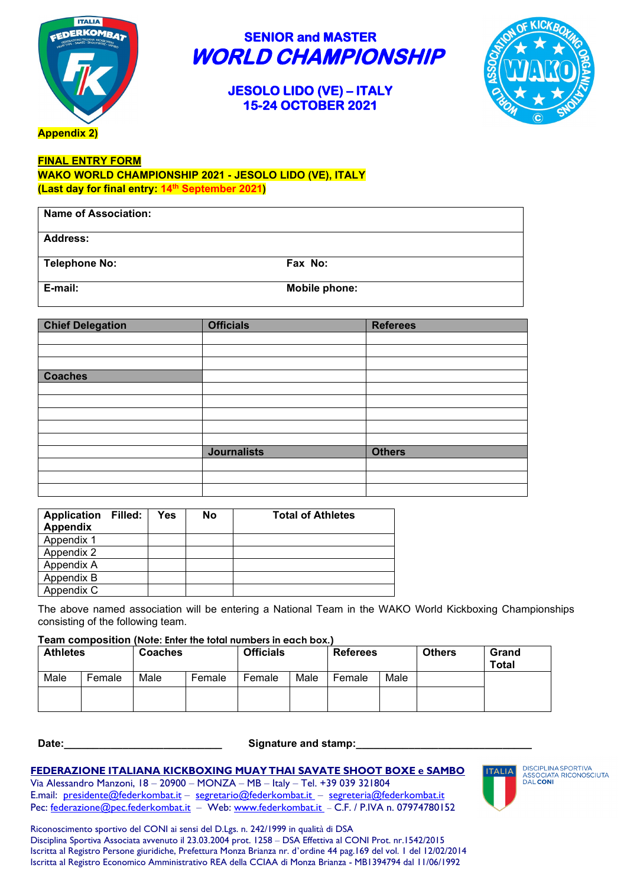## SENIOR and MASTER

# *WORLD CHAMPIONSHIP*

### JESOLO LIDO (VE) – ITALY
### 15-24 OCTOBER 2021

**Appendix 2)**

**FINAL ENTRY FORM**
**WAKO WORLD CHAMPIONSHIP 2021 - JESOLO LIDO (VE), ITALY**
**(Last day for final entry: 14th September 2021)**

| **Name of Association:** | |
|---|---|
| **Address:** | |
| **Telephone No:** | **Fax No:** |
| **E-mail:** | **Mobile phone:** |

| **Chief Delegation** | **Officials** | **Referees** |
|---|---|---|
| | | |
| | | |
| | | |
| **Coaches** | | |
| | | |
| | | |
| | | |
| | | |
| | | |
| | **Journalists** | **Others** |
| | | |
| | | |
| | | |

| **Application Filled: Appendix** | **Yes** | **No** | **Total of Athletes** |
|---|---|---|---|
| Appendix 1 | | | |
| Appendix 2 | | | |
| Appendix A | | | |
| Appendix B | | | |
| Appendix C | | | |

The above named association will be entering a National Team in the WAKO World Kickboxing Championships consisting of the following team.

**Team composition** (Note: Enter the total numbers in each box.)

| **Athletes** | | **Coaches** | | **Officials** | | **Referees** | | **Others** | **Grand Total** |
|---|---|---|---|---|---|---|---|---|---|
| Male | Female | Male | Female | Female | Male | Female | Male | | |
| | | | | | | | | | |

**Date:**_____________________________ **Signature and stamp:**________________________________

**FEDERAZIONE ITALIANA KICKBOXING MUAY THAI SAVATE SHOOT BOXE e SAMBO**
Via Alessandro Manzoni, 18 – 20900 – MONZA – MB – Italy – Tel. +39 039 321804
E.mail: presidente@federkombat.it – segretario@federkombat.it – segreteria@federkombat.it
Pec: federazione@pec.federkombat.it – Web: www.federkombat.it – C.F. / P.IVA n. 07974780152

DISCIPLINA SPORTIVA ASSOCIATA RICONOSCIUTA DAL CONI

Riconoscimento sportivo del CONI ai sensi del D.Lgs. n. 242/1999 in qualità di DSA
Disciplina Sportiva Associata avvenuto il 23.03.2004 prot. 1258 – DSA Effettiva al CONI Prot. nr.1542/2015
Iscritta al Registro Persone giuridiche, Prefettura Monza Brianza nr. d'ordine 44 pag.169 del vol. I del 12/02/2014
Iscritta al Registro Economico Amministrativo REA della CCIAA di Monza Brianza - MB1394794 dal 11/06/1992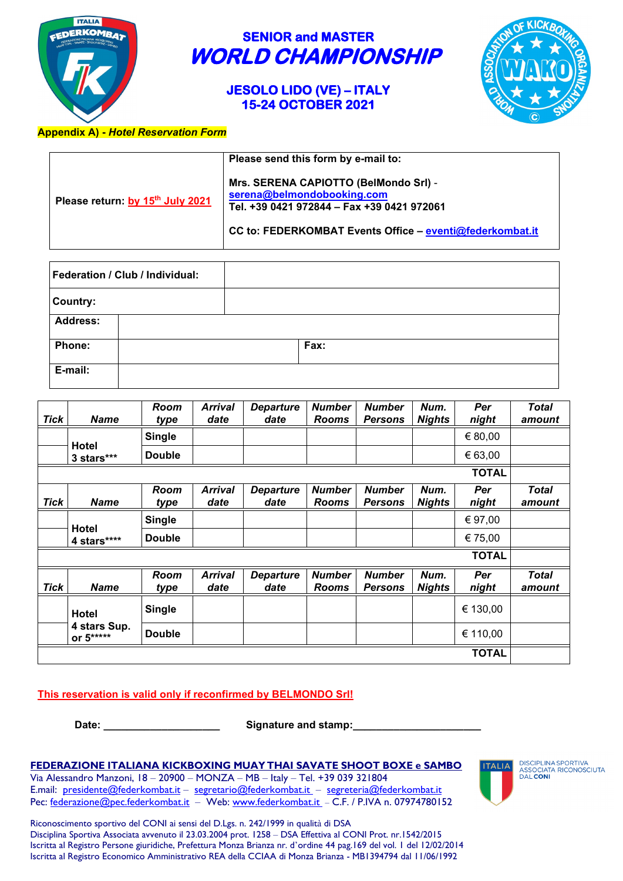## SENIOR and MASTER

# *WORLD CHAMPIONSHIP*

### JESOLO LIDO (VE) – ITALY
### 15-24 OCTOBER 2021

**Appendix A) - *Hotel Reservation Form***

| | |
|---|---|
| **Please return: by 15th July 2021** | **Please send this form by e-mail to:**<br><br>**Mrs. SERENA CAPIOTTO (BelMondo Srl)** - **serena@belmondobooking.com**<br>**Tel. +39 0421 972844 – Fax +39 0421 972061**<br><br>**CC to: FEDERKOMBAT Events Office – eventi@federkombat.it** |

| | | | |
|---|---|---|---|
| **Federation / Club / Individual:** | | | |
| **Country:** | | | |
| **Address:** | | | |
| **Phone:** | | **Fax:** | |
| **E-mail:** | | | |

| *Tick* | *Name* | *Room type* | *Arrival date* | *Departure date* | *Number Rooms* | *Number Persons* | *Num. Nights* | *Per night* | *Total amount* |
|---|---|---|---|---|---|---|---|---|---|
| | **Hotel 3 stars***\*** | **Single** | | | | | | € 80,00 | |
| | | **Double** | | | | | | € 63,00 | |
| | | | | | | | | **TOTAL** | |
| *Tick* | *Name* | *Room type* | *Arrival date* | *Departure date* | *Number Rooms* | *Number Persons* | *Num. Nights* | *Per night* | *Total amount* |
| | **Hotel 4 stars***\*\*** | **Single** | | | | | | € 97,00 | |
| | | **Double** | | | | | | € 75,00 | |
| | | | | | | | | **TOTAL** | |
| *Tick* | *Name* | *Room type* | *Arrival date* | *Departure date* | *Number Rooms* | *Number Persons* | *Num. Nights* | *Per night* | *Total amount* |
| | **Hotel 4 stars Sup. or 5*****\*** | **Single** | | | | | | € 130,00 | |
| | | **Double** | | | | | | € 110,00 | |
| | | | | | | | | **TOTAL** | |

**This reservation is valid only if reconfirmed by BELMONDO Srl!**

**Date: ____________________ Signature and stamp:______________________**

**FEDERAZIONE ITALIANA KICKBOXING MUAY THAI SAVATE SHOOT BOXE e SAMBO**
Via Alessandro Manzoni, 18 – 20900 – MONZA – MB – Italy – Tel. +39 039 321804
E.mail: presidente@federkombat.it – segretario@federkombat.it – segreteria@federkombat.it
Pec: federazione@pec.federkombat.it – Web: www.federkombat.it – C.F. / P.IVA n. 07974780152

DISCIPLINA SPORTIVA ASSOCIATA RICONOSCIUTA DAL CONI

Riconoscimento sportivo del CONI ai sensi del D.Lgs. n. 242/1999 in qualità di DSA
Disciplina Sportiva Associata avvenuto il 23.03.2004 prot. 1258 – DSA Effettiva al CONI Prot. nr.1542/2015
Iscritta al Registro Persone giuridiche, Prefettura Monza Brianza nr. d'ordine 44 pag.169 del vol. 1 del 12/02/2014
Iscritta al Registro Economico Amministrativo REA della CCIAA di Monza Brianza - MB1394794 dal 11/06/1992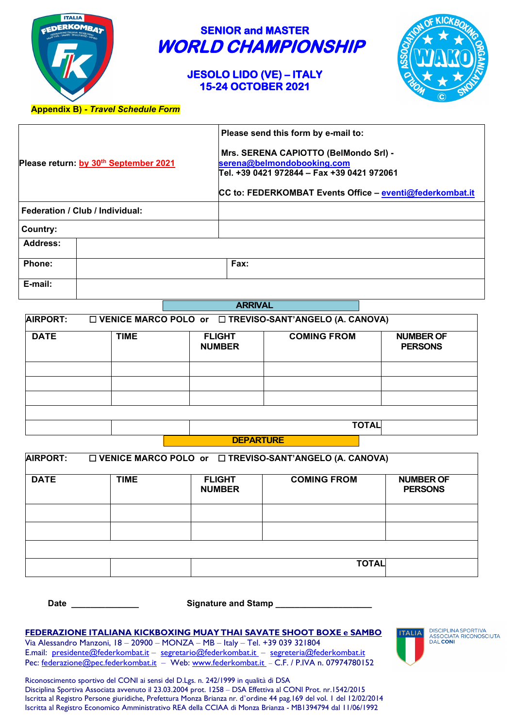## SENIOR and MASTER

# WORLD CHAMPIONSHIP

### JESOLO LIDO (VE) – ITALY
### 15-24 OCTOBER 2021

**Appendix B) - *Travel Schedule Form***

| | |
|---|---|
| **Please return: by 30th September 2021** | **Please send this form by e-mail to:**<br><br>**Mrs. SERENA CAPIOTTO (BelMondo Srl) -**<br>**serena@belmondobooking.com**<br>**Tel. +39 0421 972844 – Fax +39 0421 972061**<br><br>**CC to: FEDERKOMBAT Events Office – eventi@federkombat.it** |
| **Federation / Club / Individual:** | |
| **Country:** | |
| **Address:** | |
| **Phone:** | **Fax:** |
| **E-mail:** | |

**ARRIVAL**

**AIRPORT:** ☐ **VENICE MARCO POLO or** ☐ **TREVISO-SANT'ANGELO (A. CANOVA)**

| DATE | TIME | FLIGHT NUMBER | COMING FROM | NUMBER OF PERSONS |
|---|---|---|---|---|
| | | | | |
| | | | | |
| | | | | |
| | | | | |
| | | | **TOTAL** | |

**DEPARTURE**

**AIRPORT:** ☐ **VENICE MARCO POLO or** ☐ **TREVISO-SANT'ANGELO (A. CANOVA)**

| DATE | TIME | FLIGHT NUMBER | COMING FROM | NUMBER OF PERSONS |
|---|---|---|---|---|
| | | | | |
| | | | | |
| | | | | |
| | | | **TOTAL** | |

**Date** ______________ **Signature and Stamp** ____________________

**FEDERAZIONE ITALIANA KICKBOXING MUAY THAI SAVATE SHOOT BOXE e SAMBO**
Via Alessandro Manzoni, 18 – 20900 – MONZA – MB – Italy – Tel. +39 039 321804
E.mail: presidente@federkombat.it – segretario@federkombat.it – segreteria@federkombat.it
Pec: federazione@pec.federkombat.it – Web: www.federkombat.it – C.F. / P.IVA n. 07974780152

DISCIPLINA SPORTIVA ASSOCIATA RICONOSCIUTA DAL CONI

Riconoscimento sportivo del CONI ai sensi del D.Lgs. n. 242/1999 in qualità di DSA
Disciplina Sportiva Associata avvenuto il 23.03.2004 prot. 1258 – DSA Effettiva al CONI Prot. nr.1542/2015
Iscritta al Registro Persone giuridiche, Prefettura Monza Brianza nr. d'ordine 44 pag.169 del vol. I del 12/02/2014
Iscritta al Registro Economico Amministrativo REA della CCIAA di Monza Brianza - MB1394794 dal 11/06/1992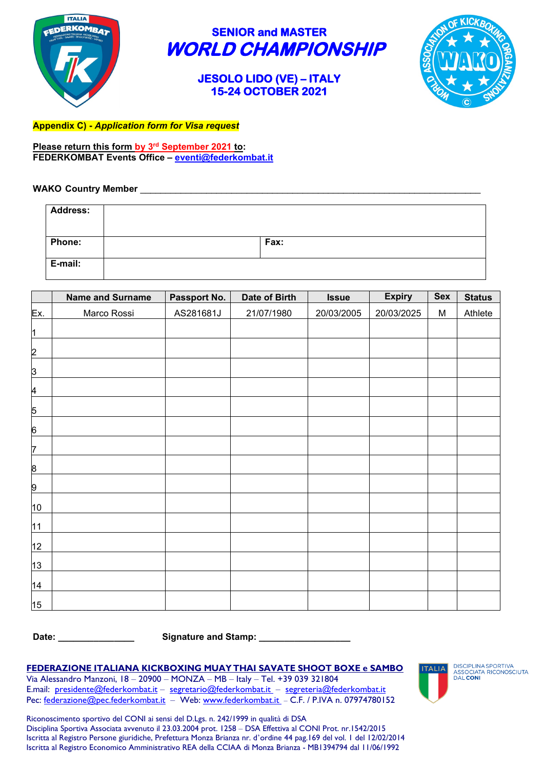## SENIOR and MASTER

# *WORLD CHAMPIONSHIP*

### JESOLO LIDO (VE) – ITALY
### 15-24 OCTOBER 2021

**Appendix C) - *Application form for Visa request***

**Please return this form by 3rd September 2021 to:**
**FEDERKOMBAT Events Office – eventi@federkombat.it**

**WAKO Country Member** ______________________________________________________________________

| | | | |
|---|---|---|---|
| **Address:** | | | |
| **Phone:** | | **Fax:** | |
| **E-mail:** | | | |

| | Name and Surname | Passport No. | Date of Birth | Issue | Expiry | Sex | Status |
|---|---|---|---|---|---|---|---|
| Ex. | Marco Rossi | AS281681J | 21/07/1980 | 20/03/2005 | 20/03/2025 | M | Athlete |
| 1 | | | | | | | |
| 2 | | | | | | | |
| 3 | | | | | | | |
| 4 | | | | | | | |
| 5 | | | | | | | |
| 6 | | | | | | | |
| 7 | | | | | | | |
| 8 | | | | | | | |
| 9 | | | | | | | |
| 10 | | | | | | | |
| 11 | | | | | | | |
| 12 | | | | | | | |
| 13 | | | | | | | |
| 14 | | | | | | | |
| 15 | | | | | | | |

**Date:** _______________ **Signature and Stamp:** __________________

**FEDERAZIONE ITALIANA KICKBOXING MUAY THAI SAVATE SHOOT BOXE e SAMBO**
Via Alessandro Manzoni, 18 – 20900 – MONZA – MB – Italy – Tel. +39 039 321804
E.mail: presidente@federkombat.it – segretario@federkombat.it – segreteria@federkombat.it
Pec: federazione@pec.federkombat.it – Web: www.federkombat.it – C.F. / P.IVA n. 07974780152

ITALIA – DISCIPLINA SPORTIVA ASSOCIATA RICONOSCIUTA DAL CONI

Riconoscimento sportivo del CONI ai sensi del D.Lgs. n. 242/1999 in qualità di DSA
Disciplina Sportiva Associata avvenuto il 23.03.2004 prot. 1258 – DSA Effettiva al CONI Prot. nr.1542/2015
Iscritta al Registro Persone giuridiche, Prefettura Monza Brianza nr. d'ordine 44 pag.169 del vol. 1 del 12/02/2014
Iscritta al Registro Economico Amministrativo REA della CCIAA di Monza Brianza - MB1394794 dal 11/06/1992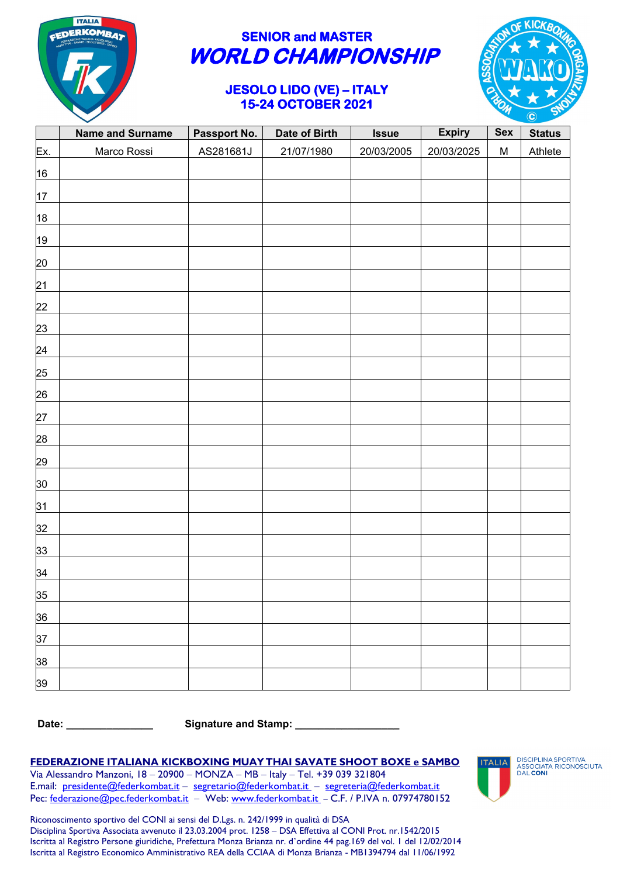**SENIOR and MASTER**

# *WORLD CHAMPIONSHIP*

**JESOLO LIDO (VE) – ITALY**
**15-24 OCTOBER 2021**

| | Name and Surname | Passport No. | Date of Birth | Issue | Expiry | Sex | Status |
|---|---|---|---|---|---|---|---|
| Ex. | Marco Rossi | AS281681J | 21/07/1980 | 20/03/2005 | 20/03/2025 | M | Athlete |
| 16 | | | | | | | |
| 17 | | | | | | | |
| 18 | | | | | | | |
| 19 | | | | | | | |
| 20 | | | | | | | |
| 21 | | | | | | | |
| 22 | | | | | | | |
| 23 | | | | | | | |
| 24 | | | | | | | |
| 25 | | | | | | | |
| 26 | | | | | | | |
| 27 | | | | | | | |
| 28 | | | | | | | |
| 29 | | | | | | | |
| 30 | | | | | | | |
| 31 | | | | | | | |
| 32 | | | | | | | |
| 33 | | | | | | | |
| 34 | | | | | | | |
| 35 | | | | | | | |
| 36 | | | | | | | |
| 37 | | | | | | | |
| 38 | | | | | | | |
| 39 | | | | | | | |

**Date:** _______________ **Signature and Stamp:** __________________

**FEDERAZIONE ITALIANA KICKBOXING MUAY THAI SAVATE SHOOT BOXE e SAMBO**
Via Alessandro Manzoni, 18 – 20900 – MONZA – MB – Italy – Tel. +39 039 321804
E.mail: presidente@federkombat.it – segretario@federkombat.it – segreteria@federkombat.it
Pec: federazione@pec.federkombat.it – Web: www.federkombat.it – C.F. / P.IVA n. 07974780152

DISCIPLINA SPORTIVA ASSOCIATA RICONOSCIUTA DAL CONI

Riconoscimento sportivo del CONI ai sensi del D.Lgs. n. 242/1999 in qualità di DSA
Disciplina Sportiva Associata avvenuto il 23.03.2004 prot. 1258 – DSA Effettiva al CONI Prot. nr.1542/2015
Iscritta al Registro Persone giuridiche, Prefettura Monza Brianza nr. d'ordine 44 pag.169 del vol. I del 12/02/2014
Iscritta al Registro Economico Amministrativo REA della CCIAA di Monza Brianza - MB1394794 dal 11/06/1992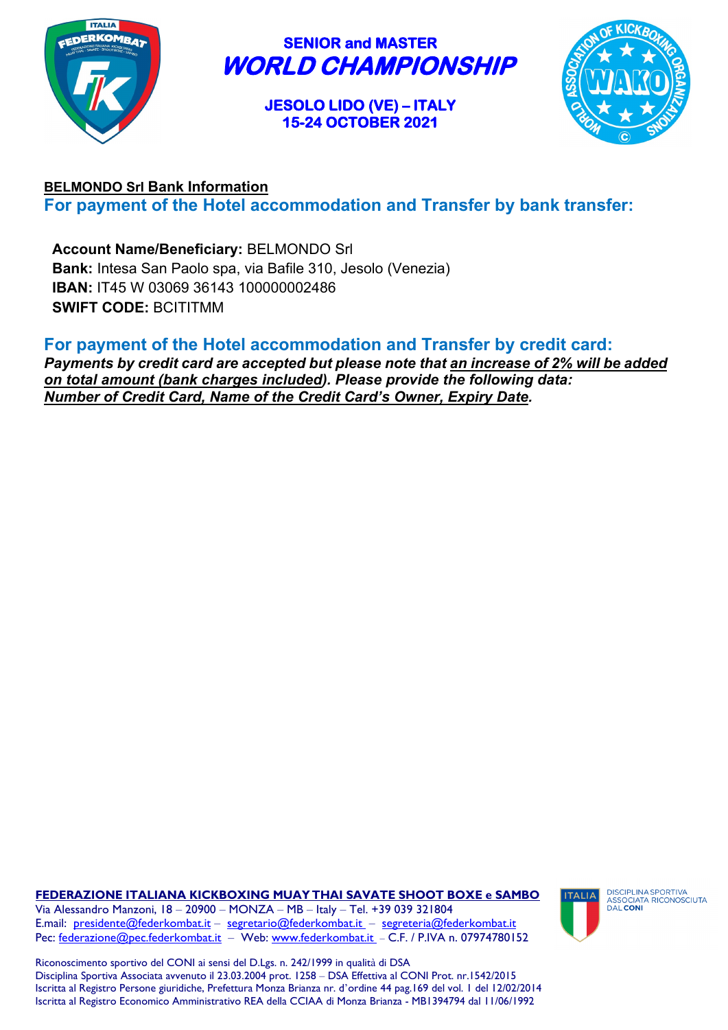SENIOR and MASTER
**WORLD CHAMPIONSHIP**

**JESOLO LIDO (VE) – ITALY**
**15-24 OCTOBER 2021**

**BELMONDO Srl Bank Information**

## For payment of the Hotel accommodation and Transfer by bank transfer:

**Account Name/Beneficiary:** BELMONDO Srl
**Bank:** Intesa San Paolo spa, via Bafile 310, Jesolo (Venezia)
**IBAN:** IT45 W 03069 36143 100000002486
**SWIFT CODE:** BCITITMM

## For payment of the Hotel accommodation and Transfer by credit card:

***Payments by credit card are accepted but please note that an increase of 2% will be added on total amount (bank charges included). Please provide the following data: Number of Credit Card, Name of the Credit Card's Owner, Expiry Date.***

**FEDERAZIONE ITALIANA KICKBOXING MUAY THAI SAVATE SHOOT BOXE e SAMBO**
Via Alessandro Manzoni, 18 – 20900 – MONZA – MB – Italy – Tel. +39 039 321804
E.mail: presidente@federkombat.it – segretario@federkombat.it – segreteria@federkombat.it
Pec: federazione@pec.federkombat.it – Web: www.federkombat.it – C.F. / P.IVA n. 07974780152

DISCIPLINA SPORTIVA ASSOCIATA RICONOSCIUTA DAL CONI

Riconoscimento sportivo del CONI ai sensi del D.Lgs. n. 242/1999 in qualità di DSA
Disciplina Sportiva Associata avvenuto il 23.03.2004 prot. 1258 – DSA Effettiva al CONI Prot. nr.1542/2015
Iscritta al Registro Persone giuridiche, Prefettura Monza Brianza nr. d'ordine 44 pag.169 del vol. 1 del 12/02/2014
Iscritta al Registro Economico Amministrativo REA della CCIAA di Monza Brianza - MB1394794 dal 11/06/1992